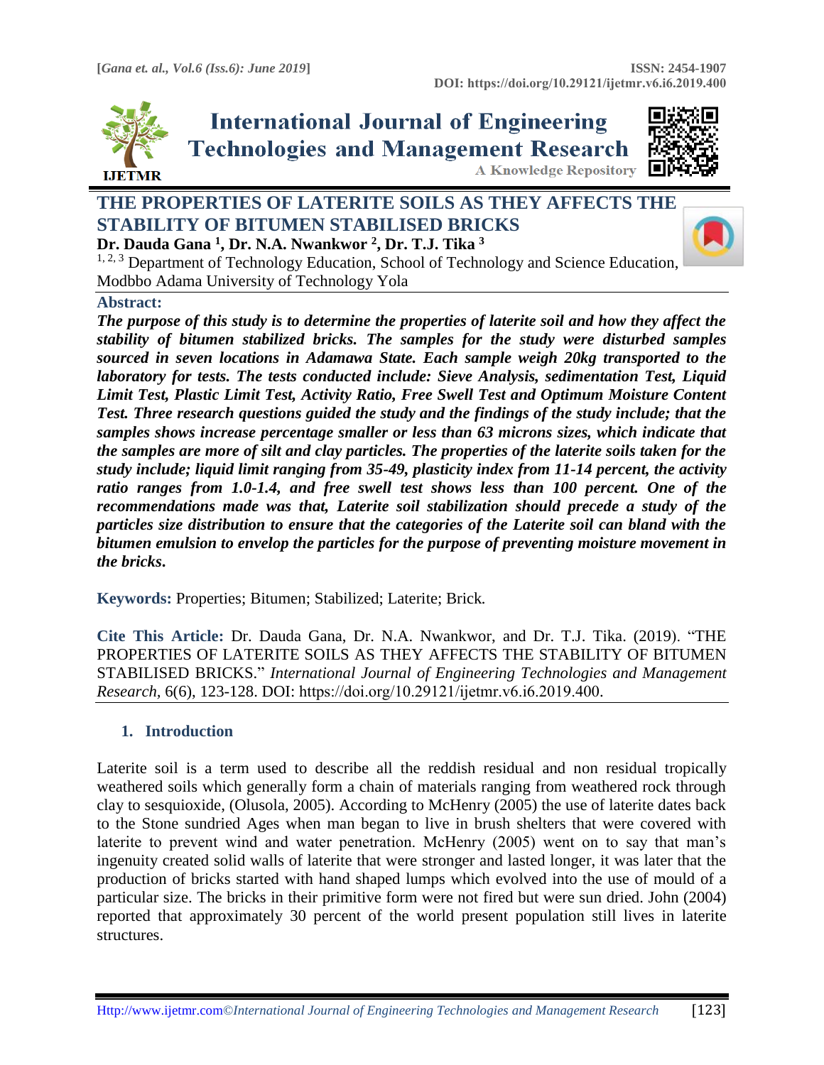# THE PROPERTIES OF LATERITE SOILS AS THEY AFFECTS THE STABILITY OF BITUMEN STABILISED BRICKS

**Dr. Dauda Gana [1], Dr. N.A. Nwankwor [2], Dr. T.J. Tika [3]**

[1, 2, 3] Department of Technology Education, School of Technology and Science Education, Modbbo Adama University of Technology Yola

## Abstract:

***The purpose of this study is to determine the properties of laterite soil and how they affect the stability of bitumen stabilized bricks. The samples for the study were disturbed samples sourced in seven locations in Adamawa State. Each sample weigh 20kg transported to the laboratory for tests. The tests conducted include: Sieve Analysis, sedimentation Test, Liquid Limit Test, Plastic Limit Test, Activity Ratio, Free Swell Test and Optimum Moisture Content Test. Three research questions guided the study and the findings of the study include; that the samples shows increase percentage smaller or less than 63 microns sizes, which indicate that the samples are more of silt and clay particles. The properties of the laterite soils taken for the study include; liquid limit ranging from 35-49, plasticity index from 11-14 percent, the activity ratio ranges from 1.0-1.4, and free swell test shows less than 100 percent. One of the recommendations made was that, Laterite soil stabilization should precede a study of the particles size distribution to ensure that the categories of the Laterite soil can bland with the bitumen emulsion to envelop the particles for the purpose of preventing moisture movement in the bricks.***

**Keywords:** Properties; Bitumen; Stabilized; Laterite; Brick.

**Cite This Article:** Dr. Dauda Gana, Dr. N.A. Nwankwor, and Dr. T.J. Tika. (2019). "THE PROPERTIES OF LATERITE SOILS AS THEY AFFECTS THE STABILITY OF BITUMEN STABILISED BRICKS." *International Journal of Engineering Technologies and Management Research*, 6(6), 123-128. DOI: https://doi.org/10.29121/ijetmr.v6.i6.2019.400.

## 1. Introduction

Laterite soil is a term used to describe all the reddish residual and non residual tropically weathered soils which generally form a chain of materials ranging from weathered rock through clay to sesquioxide, (Olusola, 2005). According to McHenry (2005) the use of laterite dates back to the Stone sundried Ages when man began to live in brush shelters that were covered with laterite to prevent wind and water penetration. McHenry (2005) went on to say that man's ingenuity created solid walls of laterite that were stronger and lasted longer, it was later that the production of bricks started with hand shaped lumps which evolved into the use of mould of a particular size. The bricks in their primitive form were not fired but were sun dried. John (2004) reported that approximately 30 percent of the world present population still lives in laterite structures.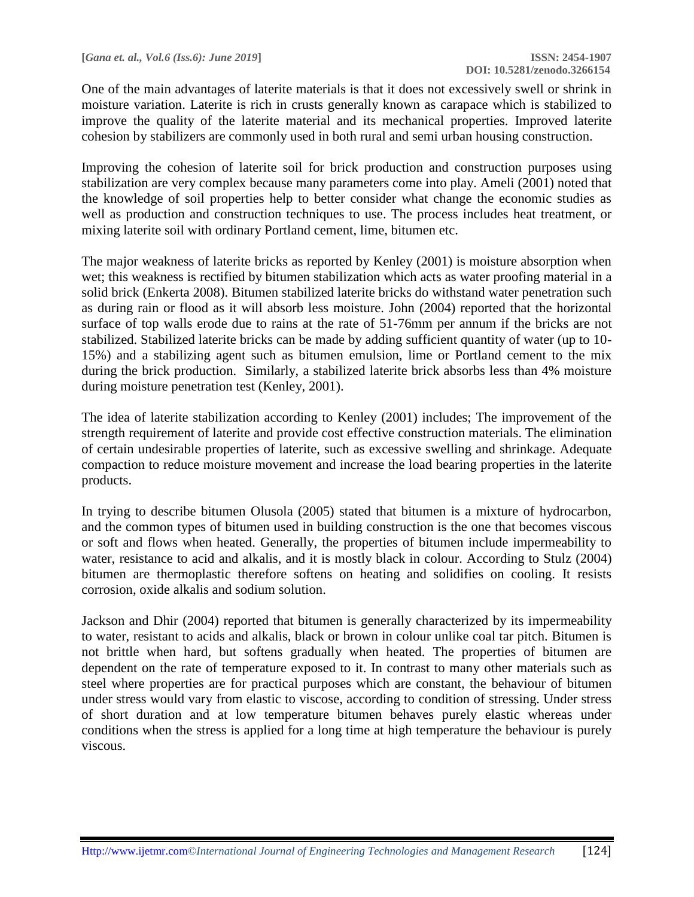One of the main advantages of laterite materials is that it does not excessively swell or shrink in moisture variation. Laterite is rich in crusts generally known as carapace which is stabilized to improve the quality of the laterite material and its mechanical properties. Improved laterite cohesion by stabilizers are commonly used in both rural and semi urban housing construction.

Improving the cohesion of laterite soil for brick production and construction purposes using stabilization are very complex because many parameters come into play. Ameli (2001) noted that the knowledge of soil properties help to better consider what change the economic studies as well as production and construction techniques to use. The process includes heat treatment, or mixing laterite soil with ordinary Portland cement, lime, bitumen etc.

The major weakness of laterite bricks as reported by Kenley (2001) is moisture absorption when wet; this weakness is rectified by bitumen stabilization which acts as water proofing material in a solid brick (Enkerta 2008). Bitumen stabilized laterite bricks do withstand water penetration such as during rain or flood as it will absorb less moisture. John (2004) reported that the horizontal surface of top walls erode due to rains at the rate of 51-76mm per annum if the bricks are not stabilized. Stabilized laterite bricks can be made by adding sufficient quantity of water (up to 10-15%) and a stabilizing agent such as bitumen emulsion, lime or Portland cement to the mix during the brick production. Similarly, a stabilized laterite brick absorbs less than 4% moisture during moisture penetration test (Kenley, 2001).

The idea of laterite stabilization according to Kenley (2001) includes; The improvement of the strength requirement of laterite and provide cost effective construction materials. The elimination of certain undesirable properties of laterite, such as excessive swelling and shrinkage. Adequate compaction to reduce moisture movement and increase the load bearing properties in the laterite products.

In trying to describe bitumen Olusola (2005) stated that bitumen is a mixture of hydrocarbon, and the common types of bitumen used in building construction is the one that becomes viscous or soft and flows when heated. Generally, the properties of bitumen include impermeability to water, resistance to acid and alkalis, and it is mostly black in colour. According to Stulz (2004) bitumen are thermoplastic therefore softens on heating and solidifies on cooling. It resists corrosion, oxide alkalis and sodium solution.

Jackson and Dhir (2004) reported that bitumen is generally characterized by its impermeability to water, resistant to acids and alkalis, black or brown in colour unlike coal tar pitch. Bitumen is not brittle when hard, but softens gradually when heated. The properties of bitumen are dependent on the rate of temperature exposed to it. In contrast to many other materials such as steel where properties are for practical purposes which are constant, the behaviour of bitumen under stress would vary from elastic to viscose, according to condition of stressing. Under stress of short duration and at low temperature bitumen behaves purely elastic whereas under conditions when the stress is applied for a long time at high temperature the behaviour is purely viscous.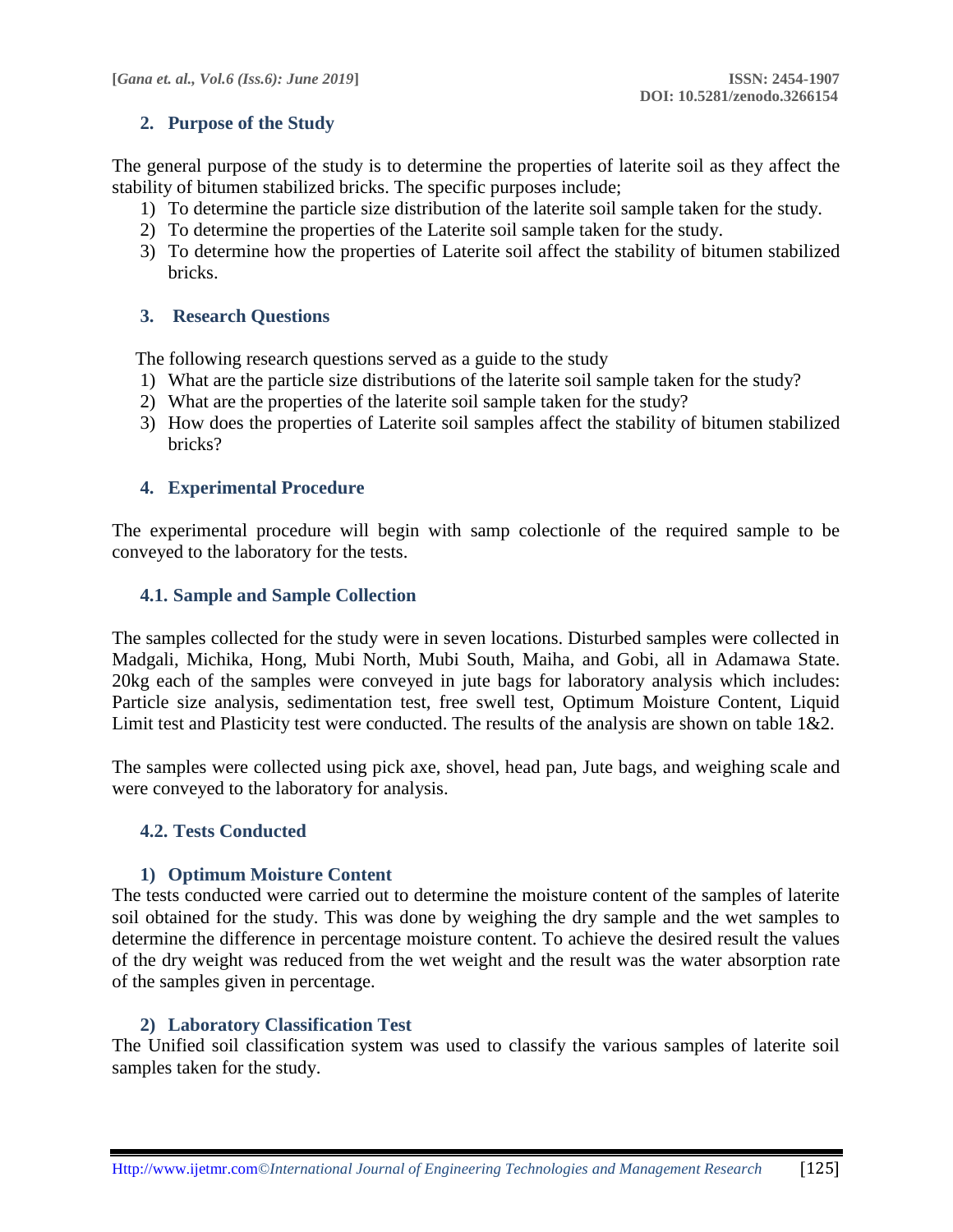## 2. Purpose of the Study

The general purpose of the study is to determine the properties of laterite soil as they affect the stability of bitumen stabilized bricks. The specific purposes include;

1) To determine the particle size distribution of the laterite soil sample taken for the study.
2) To determine the properties of the Laterite soil sample taken for the study.
3) To determine how the properties of Laterite soil affect the stability of bitumen stabilized bricks.

## 3. Research Questions

The following research questions served as a guide to the study

1) What are the particle size distributions of the laterite soil sample taken for the study?
2) What are the properties of the laterite soil sample taken for the study?
3) How does the properties of Laterite soil samples affect the stability of bitumen stabilized bricks?

## 4. Experimental Procedure

The experimental procedure will begin with samp colectionle of the required sample to be conveyed to the laboratory for the tests.

### 4.1. Sample and Sample Collection

The samples collected for the study were in seven locations. Disturbed samples were collected in Madgali, Michika, Hong, Mubi North, Mubi South, Maiha, and Gobi, all in Adamawa State. 20kg each of the samples were conveyed in jute bags for laboratory analysis which includes: Particle size analysis, sedimentation test, free swell test, Optimum Moisture Content, Liquid Limit test and Plasticity test were conducted. The results of the analysis are shown on table 1&2.

The samples were collected using pick axe, shovel, head pan, Jute bags, and weighing scale and were conveyed to the laboratory for analysis.

### 4.2. Tests Conducted

#### 1) Optimum Moisture Content

The tests conducted were carried out to determine the moisture content of the samples of laterite soil obtained for the study. This was done by weighing the dry sample and the wet samples to determine the difference in percentage moisture content. To achieve the desired result the values of the dry weight was reduced from the wet weight and the result was the water absorption rate of the samples given in percentage.

#### 2) Laboratory Classification Test

The Unified soil classification system was used to classify the various samples of laterite soil samples taken for the study.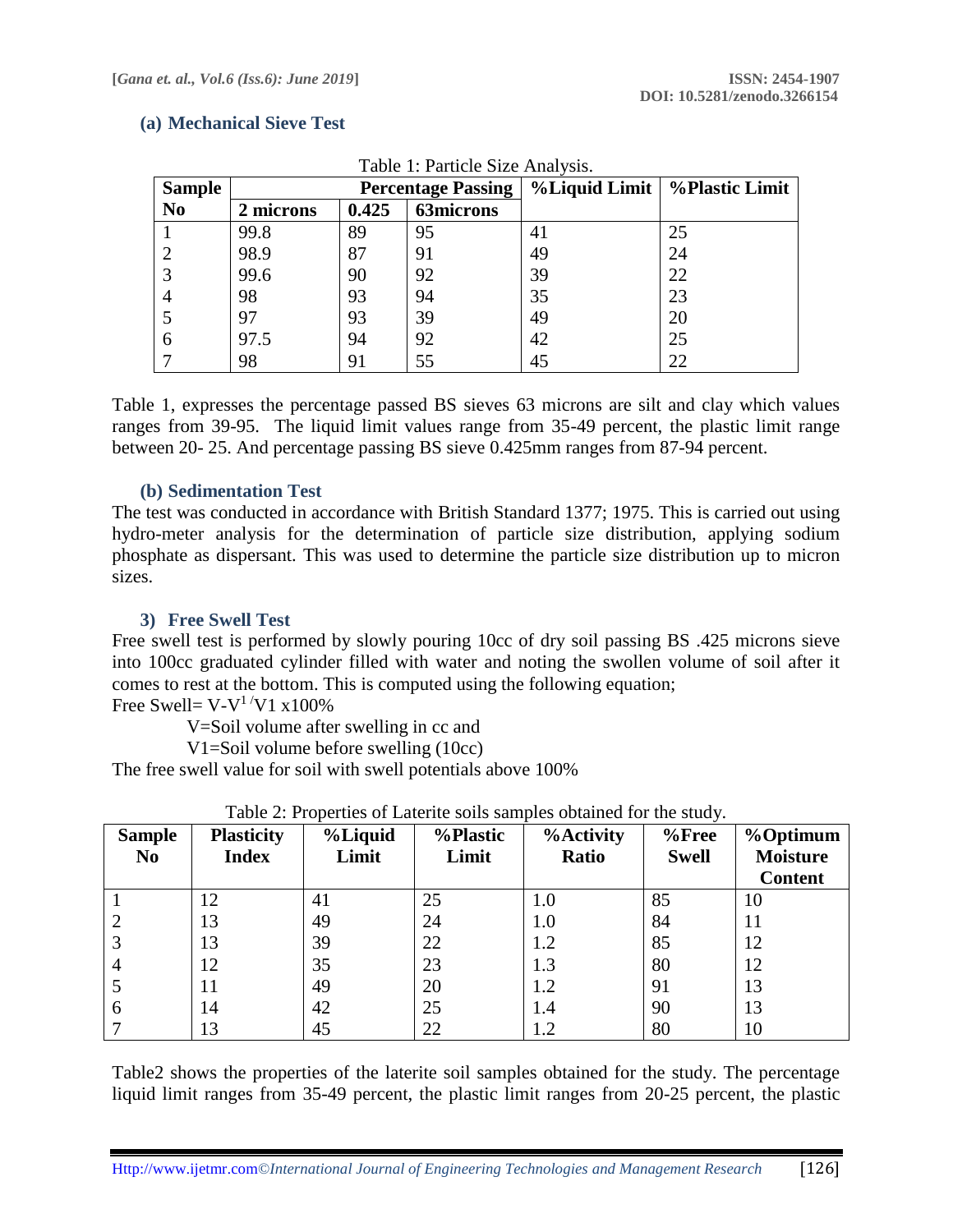### (a) Mechanical Sieve Test

Table 1: Particle Size Analysis.

| Sample No | Percentage Passing | | | %Liquid Limit | %Plastic Limit |
|---|---|---|---|---|---|
| | 2 microns | 0.425 | 63microns | | |
| 1 | 99.8 | 89 | 95 | 41 | 25 |
| 2 | 98.9 | 87 | 91 | 49 | 24 |
| 3 | 99.6 | 90 | 92 | 39 | 22 |
| 4 | 98 | 93 | 94 | 35 | 23 |
| 5 | 97 | 93 | 39 | 49 | 20 |
| 6 | 97.5 | 94 | 92 | 42 | 25 |
| 7 | 98 | 91 | 55 | 45 | 22 |

Table 1, expresses the percentage passed BS sieves 63 microns are silt and clay which values ranges from 39-95. The liquid limit values range from 35-49 percent, the plastic limit range between 20- 25. And percentage passing BS sieve 0.425mm ranges from 87-94 percent.

### (b) Sedimentation Test

The test was conducted in accordance with British Standard 1377; 1975. This is carried out using hydro-meter analysis for the determination of particle size distribution, applying sodium phosphate as dispersant. This was used to determine the particle size distribution up to micron sizes.

### 3) Free Swell Test

Free swell test is performed by slowly pouring 10cc of dry soil passing BS .425 microns sieve into 100cc graduated cylinder filled with water and noting the swollen volume of soil after it comes to rest at the bottom. This is computed using the following equation;

Free Swell= $V\text{-}V^{1}/V1$ x100%

V=Soil volume after swelling in cc and

V1=Soil volume before swelling (10cc)

The free swell value for soil with swell potentials above 100%

Table 2: Properties of Laterite soils samples obtained for the study.

| Sample No | Plasticity Index | %Liquid Limit | %Plastic Limit | %Activity Ratio | %Free Swell | %Optimum Moisture Content |
|---|---|---|---|---|---|---|
| 1 | 12 | 41 | 25 | 1.0 | 85 | 10 |
| 2 | 13 | 49 | 24 | 1.0 | 84 | 11 |
| 3 | 13 | 39 | 22 | 1.2 | 85 | 12 |
| 4 | 12 | 35 | 23 | 1.3 | 80 | 12 |
| 5 | 11 | 49 | 20 | 1.2 | 91 | 13 |
| 6 | 14 | 42 | 25 | 1.4 | 90 | 13 |
| 7 | 13 | 45 | 22 | 1.2 | 80 | 10 |

Table2 shows the properties of the laterite soil samples obtained for the study. The percentage liquid limit ranges from 35-49 percent, the plastic limit ranges from 20-25 percent, the plastic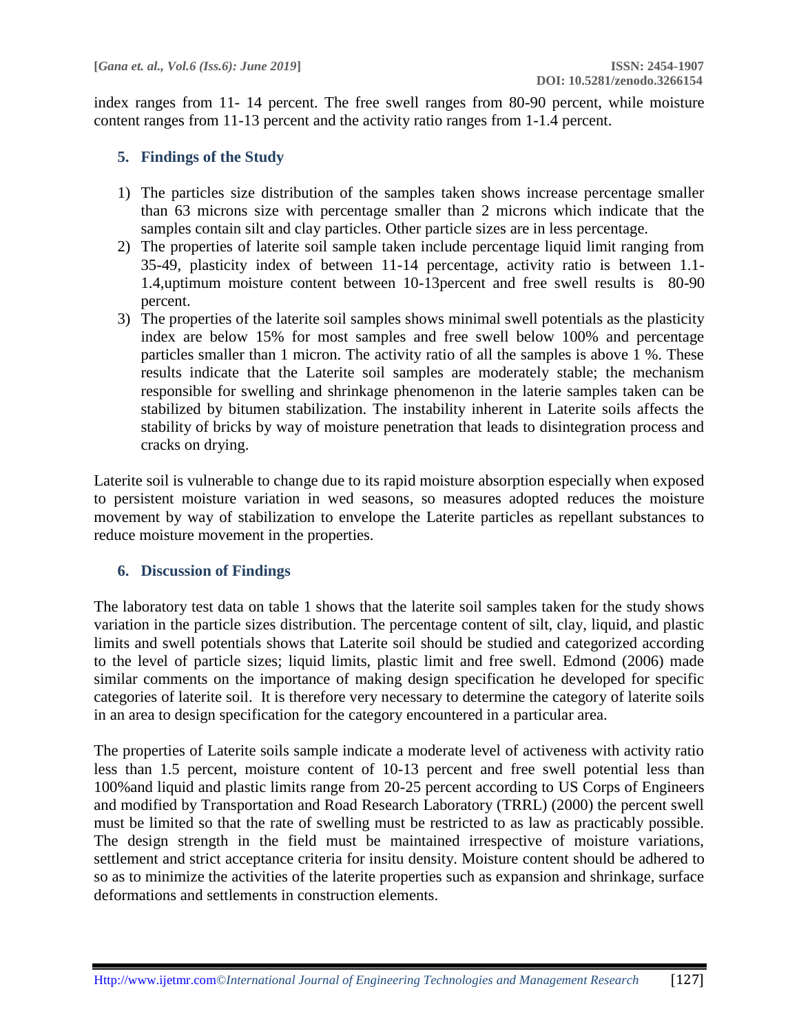index ranges from 11- 14 percent. The free swell ranges from 80-90 percent, while moisture content ranges from 11-13 percent and the activity ratio ranges from 1-1.4 percent.

## 5. Findings of the Study

1) The particles size distribution of the samples taken shows increase percentage smaller than 63 microns size with percentage smaller than 2 microns which indicate that the samples contain silt and clay particles. Other particle sizes are in less percentage.
2) The properties of laterite soil sample taken include percentage liquid limit ranging from 35-49, plasticity index of between 11-14 percentage, activity ratio is between 1.1-1.4,uptimum moisture content between 10-13percent and free swell results is 80-90 percent.
3) The properties of the laterite soil samples shows minimal swell potentials as the plasticity index are below 15% for most samples and free swell below 100% and percentage particles smaller than 1 micron. The activity ratio of all the samples is above 1 %. These results indicate that the Laterite soil samples are moderately stable; the mechanism responsible for swelling and shrinkage phenomenon in the laterie samples taken can be stabilized by bitumen stabilization. The instability inherent in Laterite soils affects the stability of bricks by way of moisture penetration that leads to disintegration process and cracks on drying.

Laterite soil is vulnerable to change due to its rapid moisture absorption especially when exposed to persistent moisture variation in wed seasons, so measures adopted reduces the moisture movement by way of stabilization to envelope the Laterite particles as repellant substances to reduce moisture movement in the properties.

## 6. Discussion of Findings

The laboratory test data on table 1 shows that the laterite soil samples taken for the study shows variation in the particle sizes distribution. The percentage content of silt, clay, liquid, and plastic limits and swell potentials shows that Laterite soil should be studied and categorized according to the level of particle sizes; liquid limits, plastic limit and free swell. Edmond (2006) made similar comments on the importance of making design specification he developed for specific categories of laterite soil. It is therefore very necessary to determine the category of laterite soils in an area to design specification for the category encountered in a particular area.

The properties of Laterite soils sample indicate a moderate level of activeness with activity ratio less than 1.5 percent, moisture content of 10-13 percent and free swell potential less than 100%and liquid and plastic limits range from 20-25 percent according to US Corps of Engineers and modified by Transportation and Road Research Laboratory (TRRL) (2000) the percent swell must be limited so that the rate of swelling must be restricted to as law as practicably possible. The design strength in the field must be maintained irrespective of moisture variations, settlement and strict acceptance criteria for insitu density. Moisture content should be adhered to so as to minimize the activities of the laterite properties such as expansion and shrinkage, surface deformations and settlements in construction elements.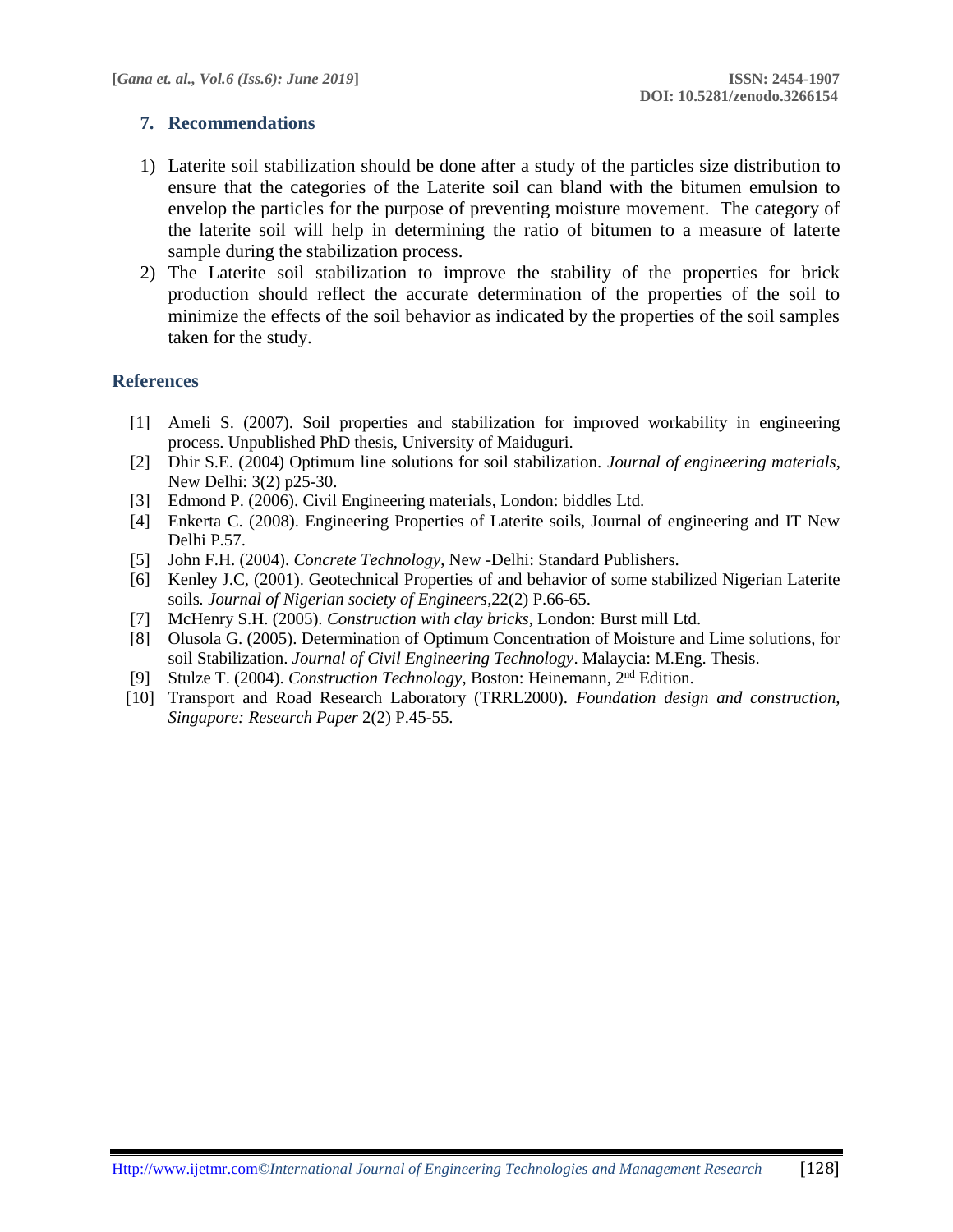## 7. Recommendations

1) Laterite soil stabilization should be done after a study of the particles size distribution to ensure that the categories of the Laterite soil can bland with the bitumen emulsion to envelop the particles for the purpose of preventing moisture movement. The category of the laterite soil will help in determining the ratio of bitumen to a measure of laterte sample during the stabilization process.
2) The Laterite soil stabilization to improve the stability of the properties for brick production should reflect the accurate determination of the properties of the soil to minimize the effects of the soil behavior as indicated by the properties of the soil samples taken for the study.

## References

[1] Ameli S. (2007). Soil properties and stabilization for improved workability in engineering process. Unpublished PhD thesis, University of Maiduguri.

[2] Dhir S.E. (2004) Optimum line solutions for soil stabilization. *Journal of engineering materials*, New Delhi: 3(2) p25-30.

[3] Edmond P. (2006). Civil Engineering materials, London: biddles Ltd.

[4] Enkerta C. (2008). Engineering Properties of Laterite soils, Journal of engineering and IT New Delhi P.57.

[5] John F.H. (2004). *Concrete Technology*, New -Delhi: Standard Publishers.

[6] Kenley J.C, (2001). Geotechnical Properties of and behavior of some stabilized Nigerian Laterite soils. *Journal of Nigerian society of Engineers*,22(2) P.66-65.

[7] McHenry S.H. (2005). *Construction with clay bricks*, London: Burst mill Ltd.

[8] Olusola G. (2005). Determination of Optimum Concentration of Moisture and Lime solutions, for soil Stabilization. *Journal of Civil Engineering Technology*. Malaycia: M.Eng. Thesis.

[9] Stulze T. (2004). *Construction Technology*, Boston: Heinemann, 2nd Edition.

[10] Transport and Road Research Laboratory (TRRL2000). *Foundation design and construction, Singapore: Research Paper* 2(2) P.45-55.